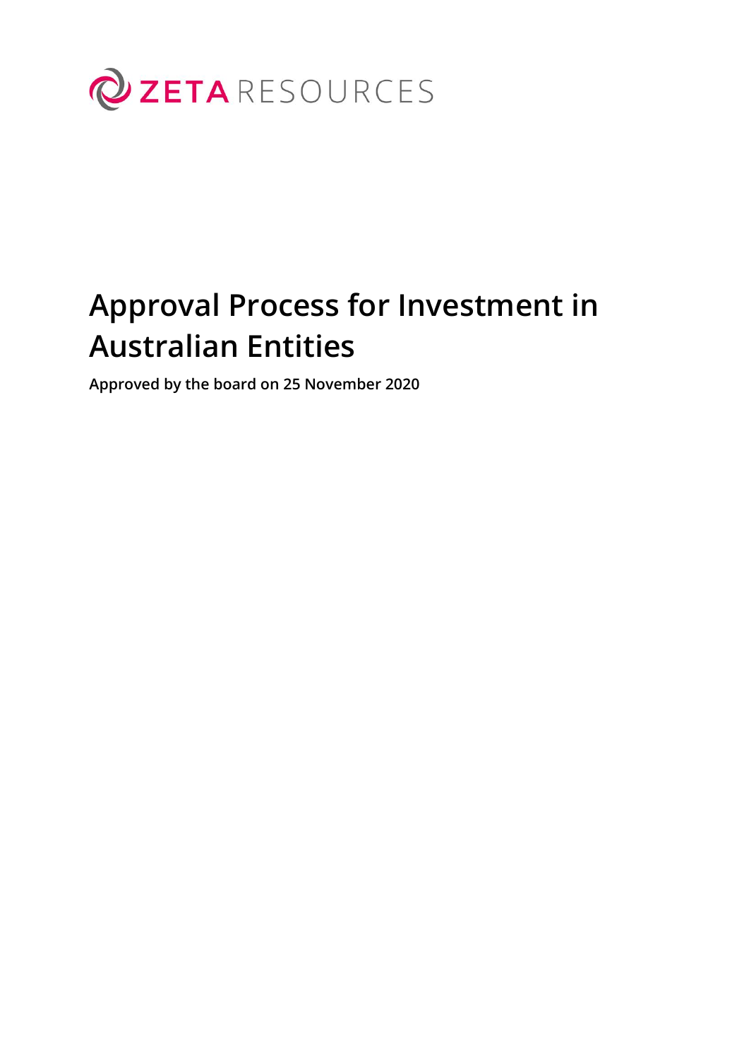ZETA RESOURCES

# Approval Process for Investment in Australian Entities

**Approved by the board on 25 November 2020**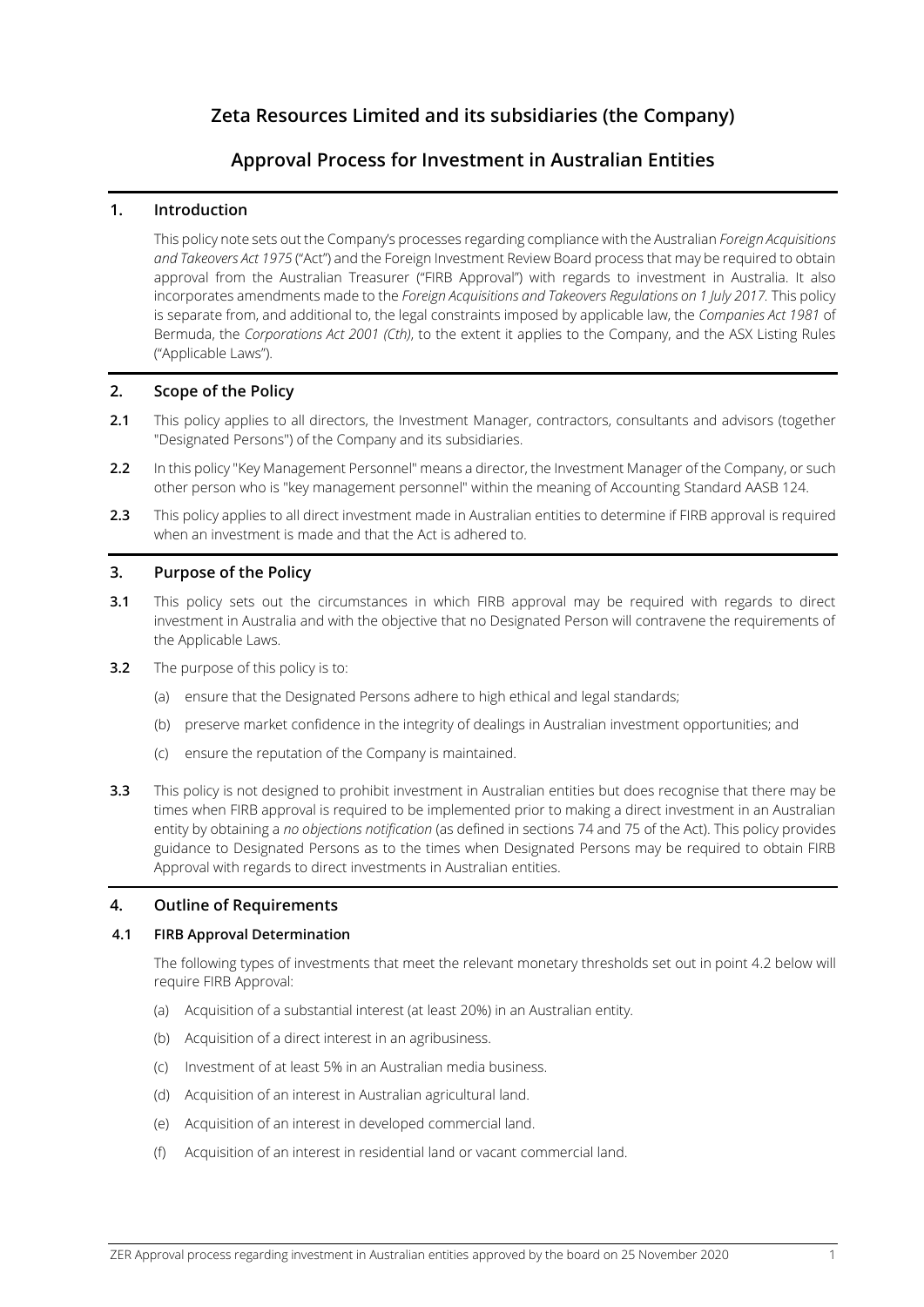# Zeta Resources Limited and its subsidiaries (the Company)

## Approval Process for Investment in Australian Entities

### 1. Introduction

This policy note sets out the Company's processes regarding compliance with the Australian *Foreign Acquisitions and Takeovers Act 1975* ("Act") and the Foreign Investment Review Board process that may be required to obtain approval from the Australian Treasurer ("FIRB Approval") with regards to investment in Australia. It also incorporates amendments made to the *Foreign Acquisitions and Takeovers Regulations on 1 July 2017.* This policy is separate from, and additional to, the legal constraints imposed by applicable law, the *Companies Act 1981* of Bermuda, the *Corporations Act 2001 (Cth)*, to the extent it applies to the Company, and the ASX Listing Rules ("Applicable Laws").

### 2. Scope of the Policy

**2.1** This policy applies to all directors, the Investment Manager, contractors, consultants and advisors (together "Designated Persons") of the Company and its subsidiaries.

**2.2** In this policy "Key Management Personnel" means a director, the Investment Manager of the Company, or such other person who is "key management personnel" within the meaning of Accounting Standard AASB 124.

**2.3** This policy applies to all direct investment made in Australian entities to determine if FIRB approval is required when an investment is made and that the Act is adhered to.

### 3. Purpose of the Policy

**3.1** This policy sets out the circumstances in which FIRB approval may be required with regards to direct investment in Australia and with the objective that no Designated Person will contravene the requirements of the Applicable Laws.

**3.2** The purpose of this policy is to:

(a) ensure that the Designated Persons adhere to high ethical and legal standards;

(b) preserve market confidence in the integrity of dealings in Australian investment opportunities; and

(c) ensure the reputation of the Company is maintained.

**3.3** This policy is not designed to prohibit investment in Australian entities but does recognise that there may be times when FIRB approval is required to be implemented prior to making a direct investment in an Australian entity by obtaining a *no objections notification* (as defined in sections 74 and 75 of the Act). This policy provides guidance to Designated Persons as to the times when Designated Persons may be required to obtain FIRB Approval with regards to direct investments in Australian entities.

### 4. Outline of Requirements

#### 4.1 FIRB Approval Determination

The following types of investments that meet the relevant monetary thresholds set out in point 4.2 below will require FIRB Approval:

(a) Acquisition of a substantial interest (at least 20%) in an Australian entity.

(b) Acquisition of a direct interest in an agribusiness.

(c) Investment of at least 5% in an Australian media business.

(d) Acquisition of an interest in Australian agricultural land.

(e) Acquisition of an interest in developed commercial land.

(f) Acquisition of an interest in residential land or vacant commercial land.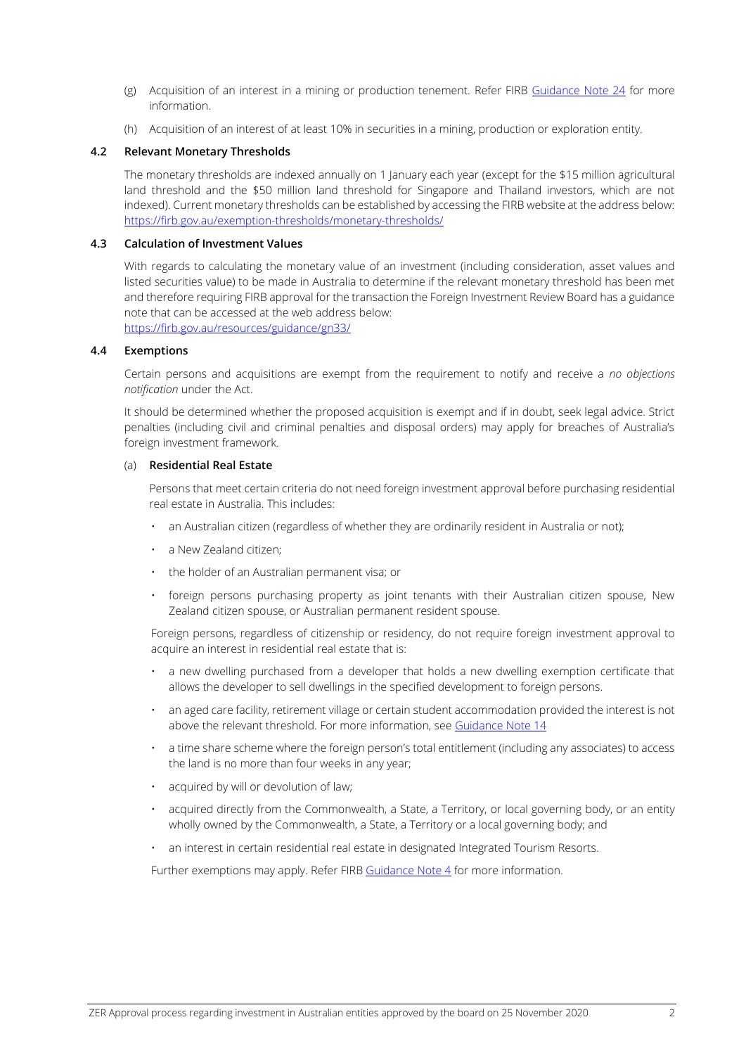(g) Acquisition of an interest in a mining or production tenement. Refer FIRB [Guidance Note 24](Guidance Note 24) for more information.

(h) Acquisition of an interest of at least 10% in securities in a mining, production or exploration entity.

### 4.2 Relevant Monetary Thresholds

The monetary thresholds are indexed annually on 1 January each year (except for the $15 million agricultural land threshold and the $50 million land threshold for Singapore and Thailand investors, which are not indexed). Current monetary thresholds can be established by accessing the FIRB website at the address below: https://firb.gov.au/exemption-thresholds/monetary-thresholds/

### 4.3 Calculation of Investment Values

With regards to calculating the monetary value of an investment (including consideration, asset values and listed securities value) to be made in Australia to determine if the relevant monetary threshold has been met and therefore requiring FIRB approval for the transaction the Foreign Investment Review Board has a guidance note that can be accessed at the web address below:
https://firb.gov.au/resources/guidance/gn33/

### 4.4 Exemptions

Certain persons and acquisitions are exempt from the requirement to notify and receive a *no objections notification* under the Act.

It should be determined whether the proposed acquisition is exempt and if in doubt, seek legal advice. Strict penalties (including civil and criminal penalties and disposal orders) may apply for breaches of Australia's foreign investment framework.

(a) **Residential Real Estate**

Persons that meet certain criteria do not need foreign investment approval before purchasing residential real estate in Australia. This includes:

- an Australian citizen (regardless of whether they are ordinarily resident in Australia or not);
- a New Zealand citizen;
- the holder of an Australian permanent visa; or
- foreign persons purchasing property as joint tenants with their Australian citizen spouse, New Zealand citizen spouse, or Australian permanent resident spouse.

Foreign persons, regardless of citizenship or residency, do not require foreign investment approval to acquire an interest in residential real estate that is:

- a new dwelling purchased from a developer that holds a new dwelling exemption certificate that allows the developer to sell dwellings in the specified development to foreign persons.
- an aged care facility, retirement village or certain student accommodation provided the interest is not above the relevant threshold. For more information, see [Guidance Note 14](Guidance Note 14)
- a time share scheme where the foreign person's total entitlement (including any associates) to access the land is no more than four weeks in any year;
- acquired by will or devolution of law;
- acquired directly from the Commonwealth, a State, a Territory, or local governing body, or an entity wholly owned by the Commonwealth, a State, a Territory or a local governing body; and
- an interest in certain residential real estate in designated Integrated Tourism Resorts.

Further exemptions may apply. Refer FIRB [Guidance Note 4](Guidance Note 4) for more information.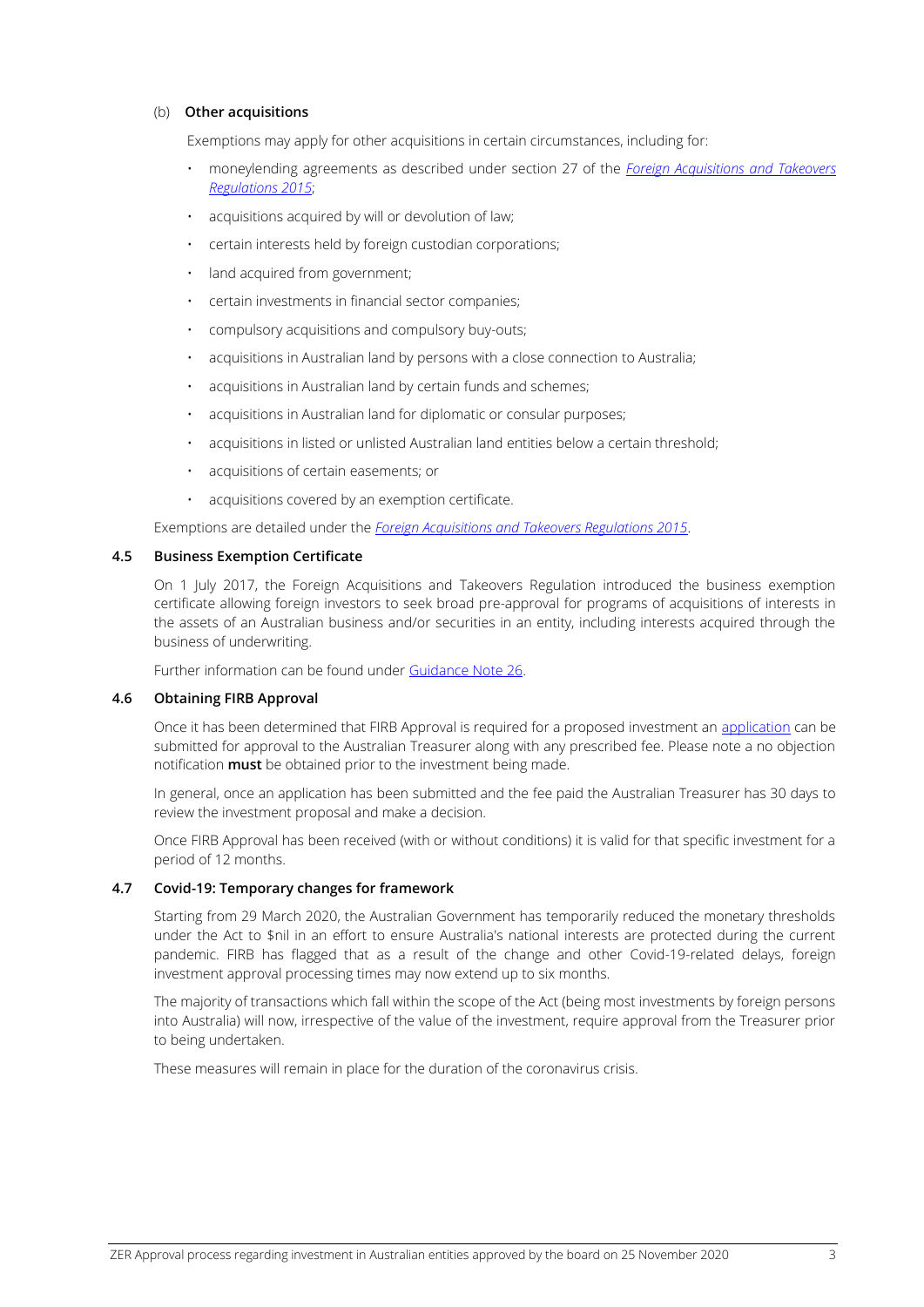(b) **Other acquisitions**

Exemptions may apply for other acquisitions in certain circumstances, including for:

- moneylending agreements as described under section 27 of the *Foreign Acquisitions and Takeovers Regulations 2015*;
- acquisitions acquired by will or devolution of law;
- certain interests held by foreign custodian corporations;
- land acquired from government;
- certain investments in financial sector companies;
- compulsory acquisitions and compulsory buy-outs;
- acquisitions in Australian land by persons with a close connection to Australia;
- acquisitions in Australian land by certain funds and schemes;
- acquisitions in Australian land for diplomatic or consular purposes;
- acquisitions in listed or unlisted Australian land entities below a certain threshold;
- acquisitions of certain easements; or
- acquisitions covered by an exemption certificate.

Exemptions are detailed under the *Foreign Acquisitions and Takeovers Regulations 2015*.

### 4.5 Business Exemption Certificate

On 1 July 2017, the Foreign Acquisitions and Takeovers Regulation introduced the business exemption certificate allowing foreign investors to seek broad pre-approval for programs of acquisitions of interests in the assets of an Australian business and/or securities in an entity, including interests acquired through the business of underwriting.

Further information can be found under Guidance Note 26.

### 4.6 Obtaining FIRB Approval

Once it has been determined that FIRB Approval is required for a proposed investment an application can be submitted for approval to the Australian Treasurer along with any prescribed fee. Please note a no objection notification **must** be obtained prior to the investment being made.

In general, once an application has been submitted and the fee paid the Australian Treasurer has 30 days to review the investment proposal and make a decision.

Once FIRB Approval has been received (with or without conditions) it is valid for that specific investment for a period of 12 months.

### 4.7 Covid-19: Temporary changes for framework

Starting from 29 March 2020, the Australian Government has temporarily reduced the monetary thresholds under the Act to $nil in an effort to ensure Australia's national interests are protected during the current pandemic. FIRB has flagged that as a result of the change and other Covid-19-related delays, foreign investment approval processing times may now extend up to six months.

The majority of transactions which fall within the scope of the Act (being most investments by foreign persons into Australia) will now, irrespective of the value of the investment, require approval from the Treasurer prior to being undertaken.

These measures will remain in place for the duration of the coronavirus crisis.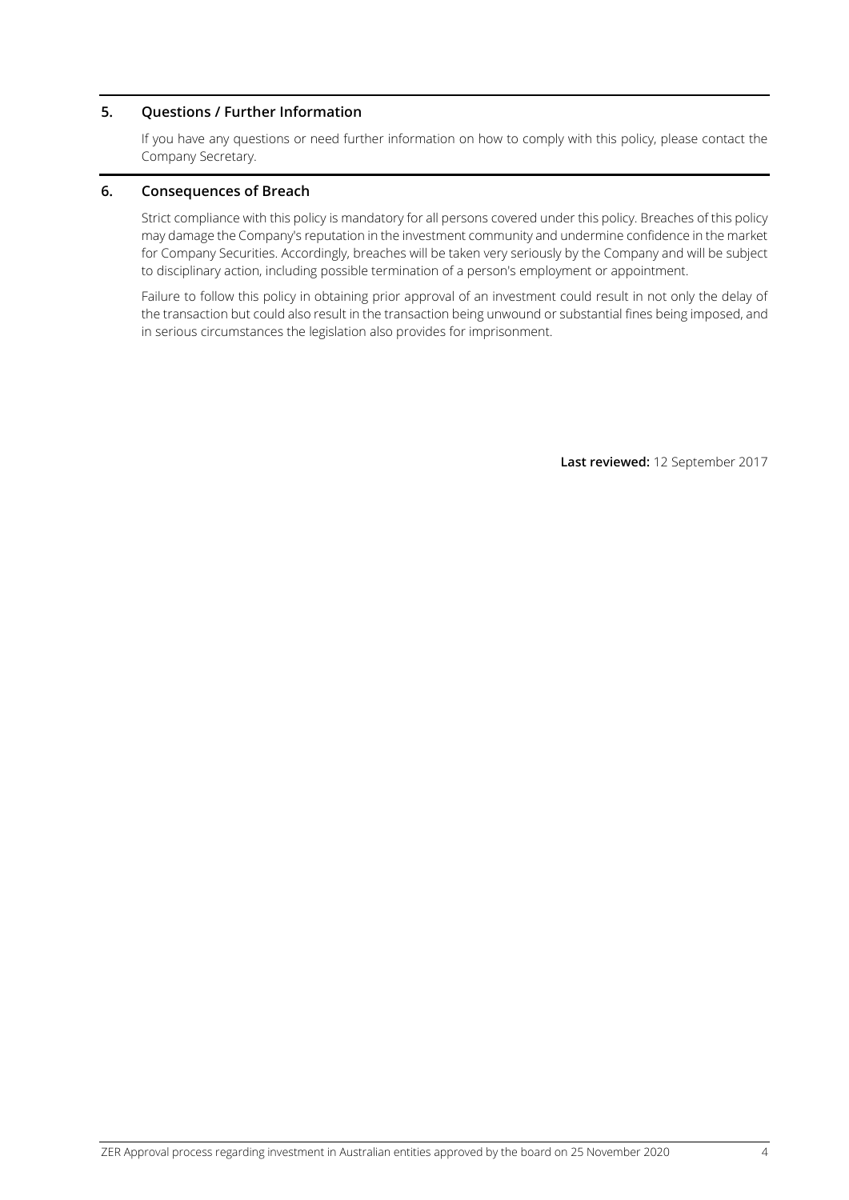## 5. Questions / Further Information

If you have any questions or need further information on how to comply with this policy, please contact the Company Secretary.

## 6. Consequences of Breach

Strict compliance with this policy is mandatory for all persons covered under this policy. Breaches of this policy may damage the Company's reputation in the investment community and undermine confidence in the market for Company Securities. Accordingly, breaches will be taken very seriously by the Company and will be subject to disciplinary action, including possible termination of a person's employment or appointment.

Failure to follow this policy in obtaining prior approval of an investment could result in not only the delay of the transaction but could also result in the transaction being unwound or substantial fines being imposed, and in serious circumstances the legislation also provides for imprisonment.

**Last reviewed:** 12 September 2017